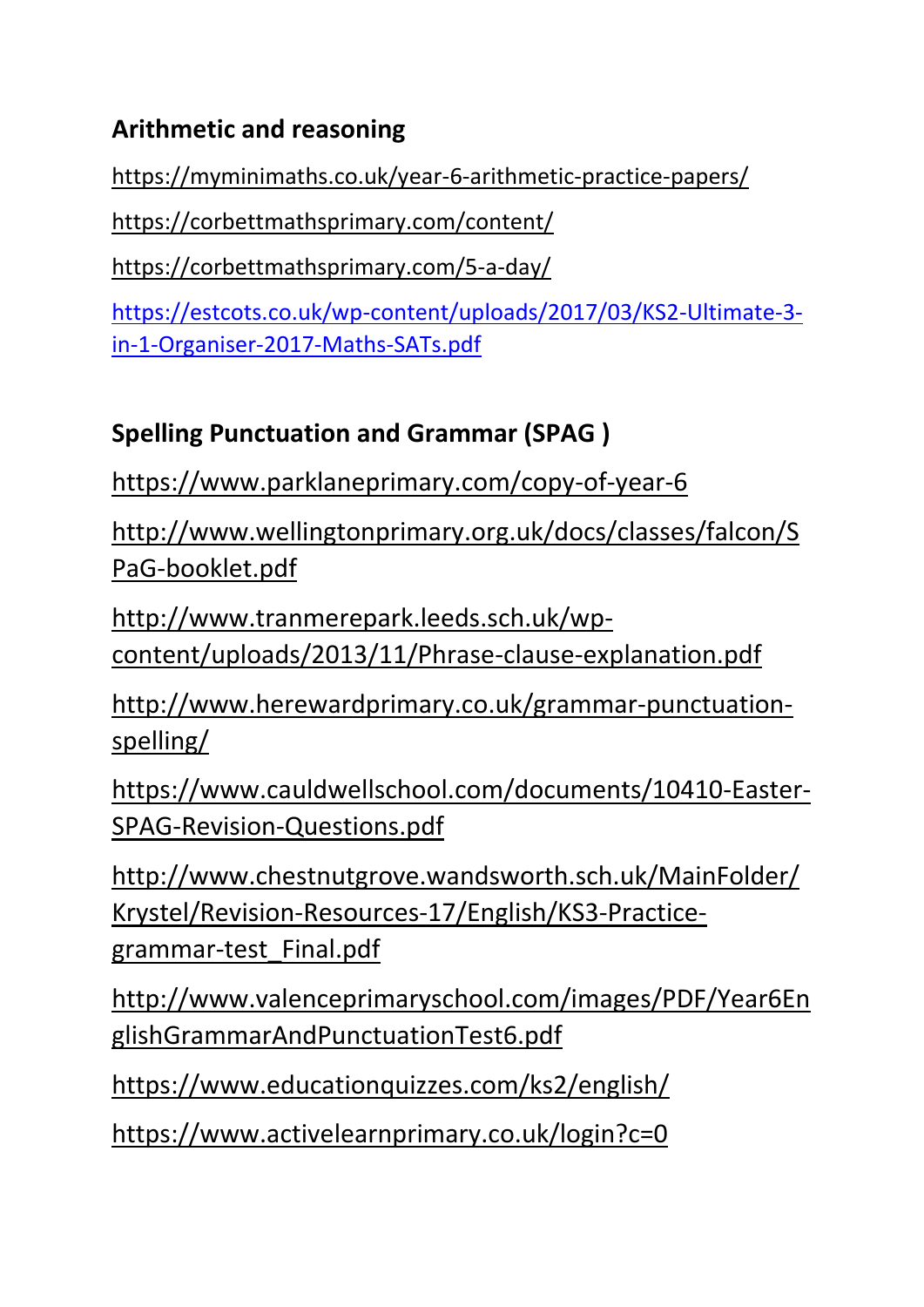**Arithmetic and reasoning**

https://myminimaths.co.uk/year-6-arithmetic-practice-papers/

https://corbettmathsprimary.com/content/

https://corbettmathsprimary.com/5-a-day/

https://estcots.co.uk/wp-content/uploads/2017/03/KS2-Ultimate-3-in-1-Organiser-2017-Maths-SATs.pdf

**Spelling Punctuation and Grammar (SPAG )**

https://www.parklaneprimary.com/copy-of-year-6

http://www.wellingtonprimary.org.uk/docs/classes/falcon/SPaG-booklet.pdf

http://www.tranmerepark.leeds.sch.uk/wp-content/uploads/2013/11/Phrase-clause-explanation.pdf

http://www.herewardprimary.co.uk/grammar-punctuation-spelling/

https://www.cauldwellschool.com/documents/10410-Easter-SPAG-Revision-Questions.pdf

http://www.chestnutgrove.wandsworth.sch.uk/MainFolder/Krystel/Revision-Resources-17/English/KS3-Practice-grammar-test_Final.pdf

http://www.valenceprimaryschool.com/images/PDF/Year6EnglishGrammarAndPunctuationTest6.pdf

https://www.educationquizzes.com/ks2/english/

https://www.activelearnprimary.co.uk/login?c=0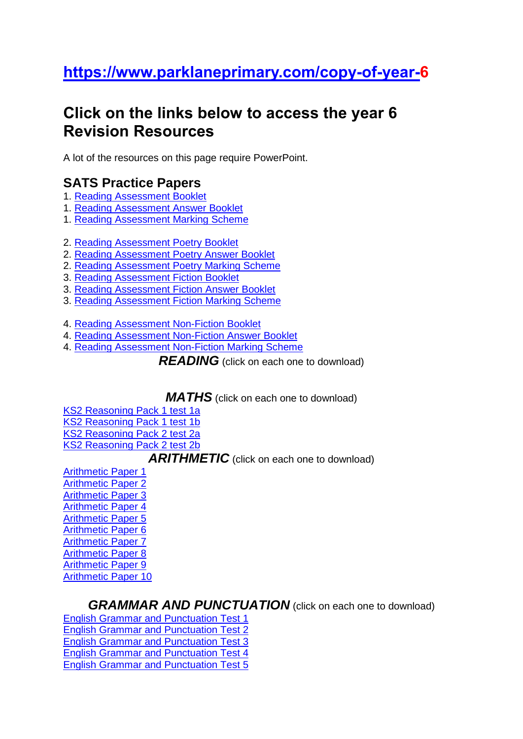**https://www.parklaneprimary.com/copy-of-year-6**

## Click on the links below to access the year 6 Revision Resources

A lot of the resources on this page require PowerPoint.

### SATS Practice Papers

1. Reading Assessment Booklet
1. Reading Assessment Answer Booklet
1. Reading Assessment Marking Scheme

2. Reading Assessment Poetry Booklet
2. Reading Assessment Poetry Answer Booklet
2. Reading Assessment Poetry Marking Scheme
3. Reading Assessment Fiction Booklet
3. Reading Assessment Fiction Answer Booklet
3. Reading Assessment Fiction Marking Scheme

4. Reading Assessment Non-Fiction Booklet
4. Reading Assessment Non-Fiction Answer Booklet
4. Reading Assessment Non-Fiction Marking Scheme

***READING*** (click on each one to download)

***MATHS*** (click on each one to download)

KS2 Reasoning Pack 1 test 1a
KS2 Reasoning Pack 1 test 1b
KS2 Reasoning Pack 2 test 2a
KS2 Reasoning Pack 2 test 2b

***ARITHMETIC*** (click on each one to download)

Arithmetic Paper 1
Arithmetic Paper 2
Arithmetic Paper 3
Arithmetic Paper 4
Arithmetic Paper 5
Arithmetic Paper 6
Arithmetic Paper 7
Arithmetic Paper 8
Arithmetic Paper 9
Arithmetic Paper 10

***GRAMMAR AND PUNCTUATION*** (click on each one to download)

English Grammar and Punctuation Test 1
English Grammar and Punctuation Test 2
English Grammar and Punctuation Test 3
English Grammar and Punctuation Test 4
English Grammar and Punctuation Test 5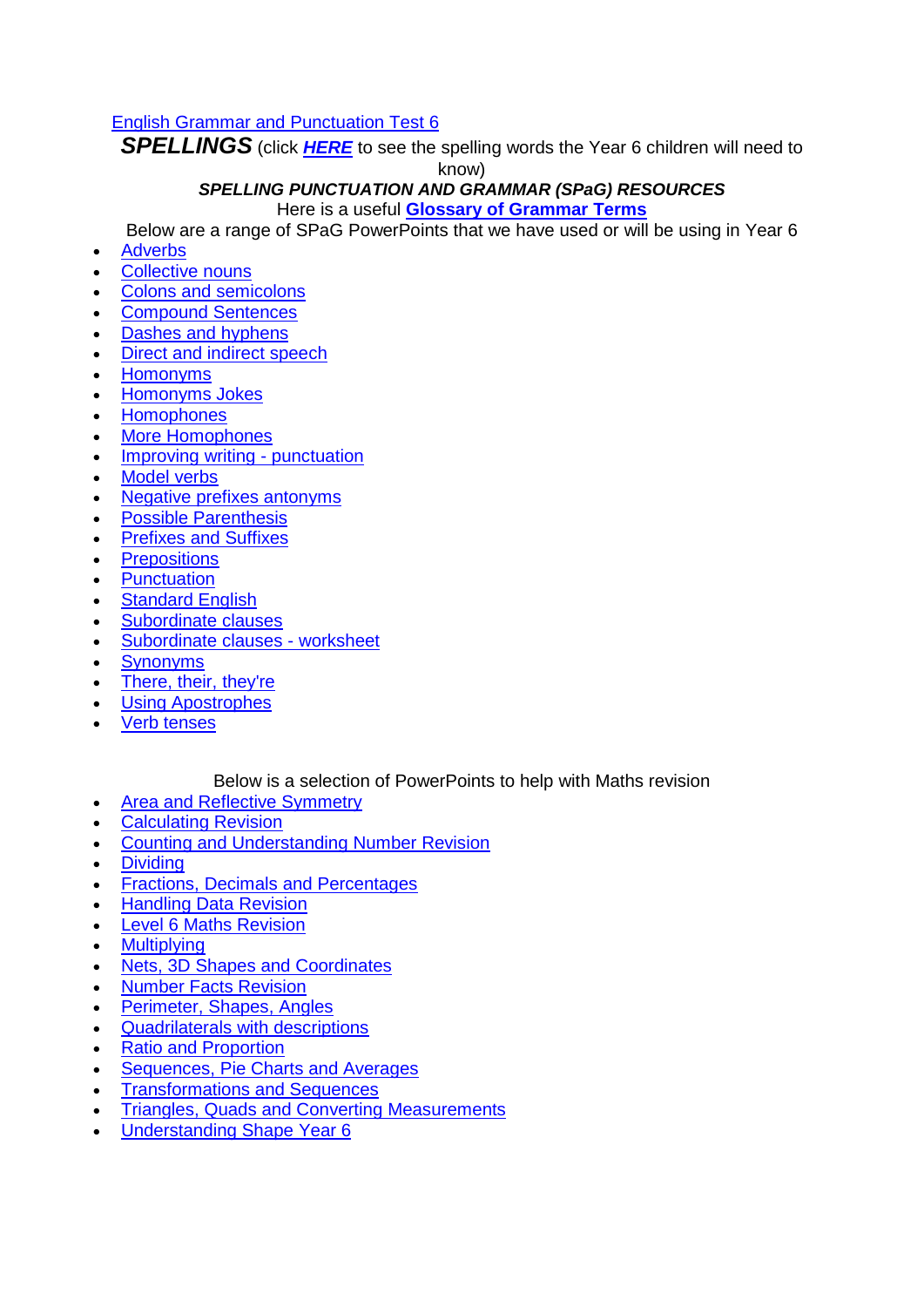English Grammar and Punctuation Test 6

***SPELLINGS*** (click ***HERE*** to see the spelling words the Year 6 children will need to know)

***SPELLING PUNCTUATION AND GRAMMAR (SPaG) RESOURCES***

Here is a useful **Glossary of Grammar Terms**

Below are a range of SPaG PowerPoints that we have used or will be using in Year 6

- Adverbs
- Collective nouns
- Colons and semicolons
- Compound Sentences
- Dashes and hyphens
- Direct and indirect speech
- Homonyms
- Homonyms Jokes
- Homophones
- More Homophones
- Improving writing - punctuation
- Model verbs
- Negative prefixes antonyms
- Possible Parenthesis
- Prefixes and Suffixes
- Prepositions
- Punctuation
- Standard English
- Subordinate clauses
- Subordinate clauses - worksheet
- Synonyms
- There, their, they're
- Using Apostrophes
- Verb tenses

Below is a selection of PowerPoints to help with Maths revision

- Area and Reflective Symmetry
- Calculating Revision
- Counting and Understanding Number Revision
- Dividing
- Fractions, Decimals and Percentages
- Handling Data Revision
- Level 6 Maths Revision
- Multiplying
- Nets, 3D Shapes and Coordinates
- Number Facts Revision
- Perimeter, Shapes, Angles
- Quadrilaterals with descriptions
- Ratio and Proportion
- Sequences, Pie Charts and Averages
- Transformations and Sequences
- Triangles, Quads and Converting Measurements
- Understanding Shape Year 6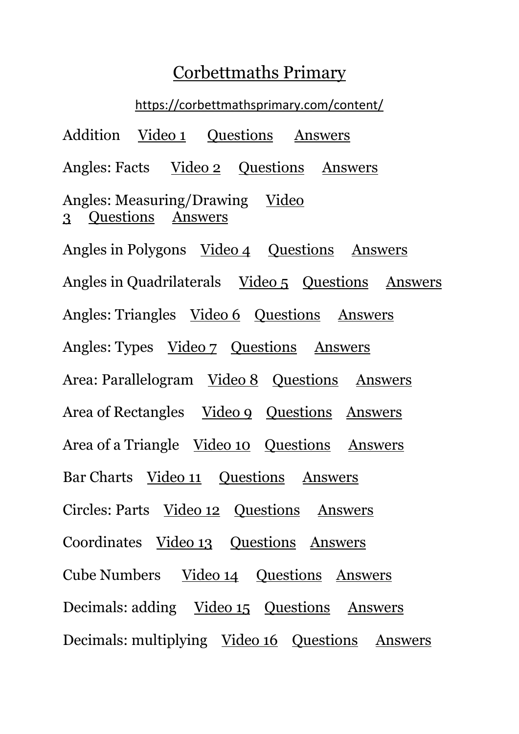# Corbettmaths Primary

https://corbettmathsprimary.com/content/

Addition Video 1 Questions Answers

Angles: Facts Video 2 Questions Answers

Angles: Measuring/Drawing Video 3 Questions Answers

Angles in Polygons Video 4 Questions Answers

Angles in Quadrilaterals Video 5 Questions Answers

Angles: Triangles Video 6 Questions Answers

Angles: Types Video 7 Questions Answers

Area: Parallelogram Video 8 Questions Answers

Area of Rectangles Video 9 Questions Answers

Area of a Triangle Video 10 Questions Answers

Bar Charts Video 11 Questions Answers

Circles: Parts Video 12 Questions Answers

Coordinates Video 13 Questions Answers

Cube Numbers Video 14 Questions Answers

Decimals: adding Video 15 Questions Answers

Decimals: multiplying Video 16 Questions Answers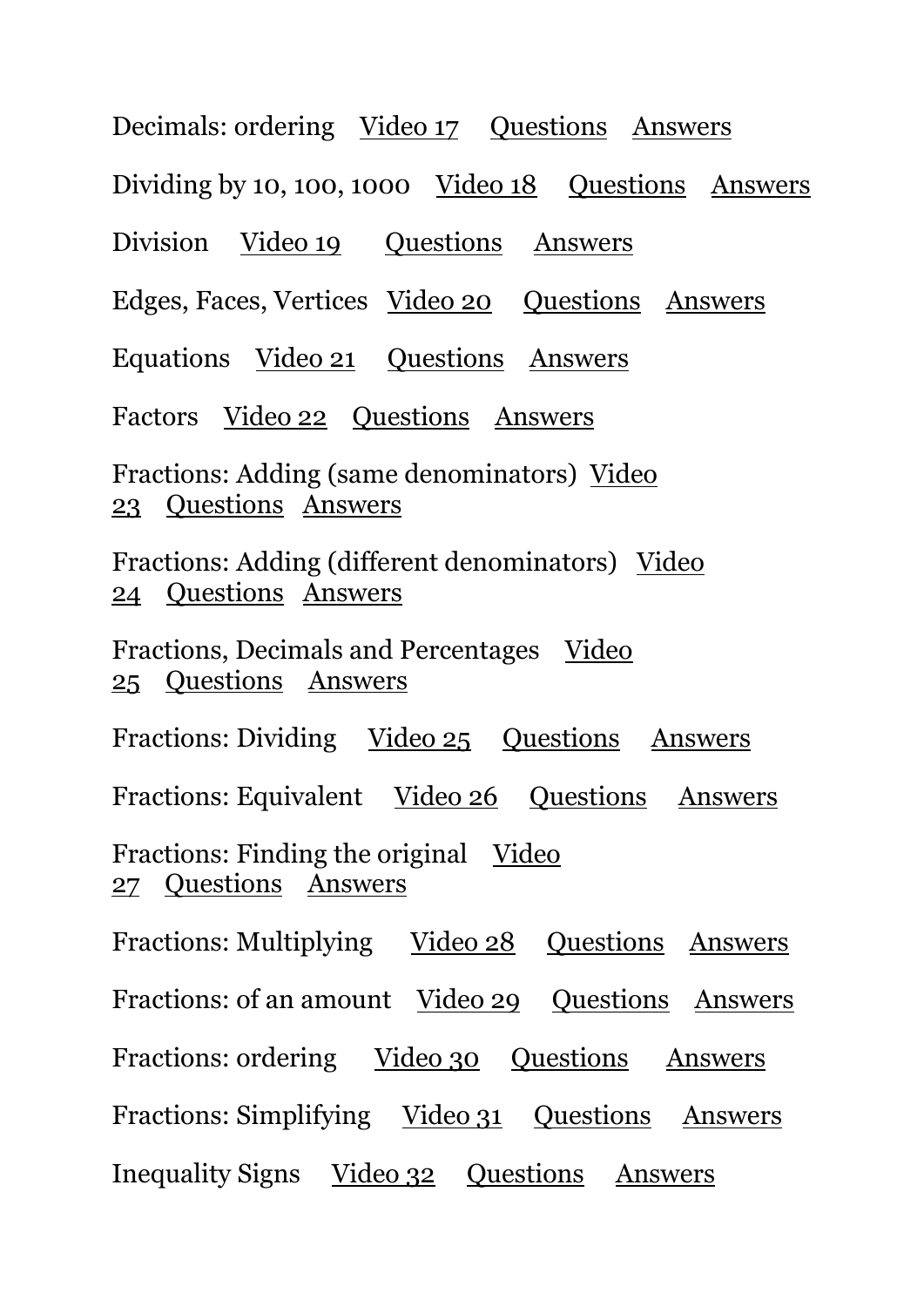Decimals: ordering Video 17 Questions Answers

Dividing by 10, 100, 1000 Video 18 Questions Answers

Division Video 19 Questions Answers

Edges, Faces, Vertices Video 20 Questions Answers

Equations Video 21 Questions Answers

Factors Video 22 Questions Answers

Fractions: Adding (same denominators) Video 23 Questions Answers

Fractions: Adding (different denominators) Video 24 Questions Answers

Fractions, Decimals and Percentages Video 25 Questions Answers

Fractions: Dividing Video 25 Questions Answers

Fractions: Equivalent Video 26 Questions Answers

Fractions: Finding the original Video 27 Questions Answers

Fractions: Multiplying Video 28 Questions Answers

Fractions: of an amount Video 29 Questions Answers

Fractions: ordering Video 30 Questions Answers

Fractions: Simplifying Video 31 Questions Answers

Inequality Signs Video 32 Questions Answers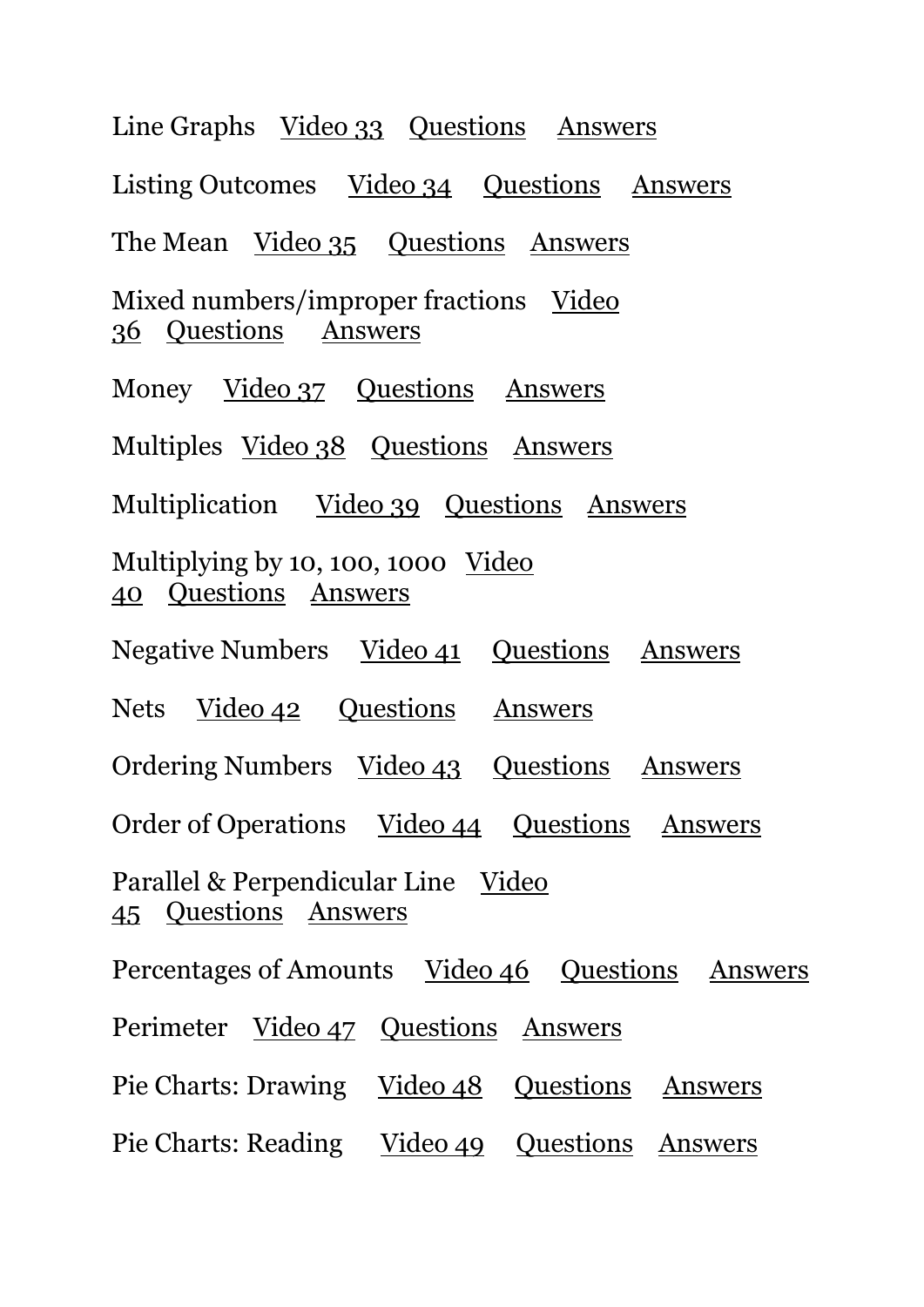Line Graphs Video 33 Questions Answers

Listing Outcomes Video 34 Questions Answers

The Mean Video 35 Questions Answers

Mixed numbers/improper fractions Video 36 Questions Answers

Money Video 37 Questions Answers

Multiples Video 38 Questions Answers

Multiplication Video 39 Questions Answers

Multiplying by 10, 100, 1000 Video 40 Questions Answers

Negative Numbers Video 41 Questions Answers

Nets Video 42 Questions Answers

Ordering Numbers Video 43 Questions Answers

Order of Operations Video 44 Questions Answers

Parallel & Perpendicular Line Video 45 Questions Answers

Percentages of Amounts Video 46 Questions Answers

Perimeter Video 47 Questions Answers

Pie Charts: Drawing Video 48 Questions Answers

Pie Charts: Reading Video 49 Questions Answers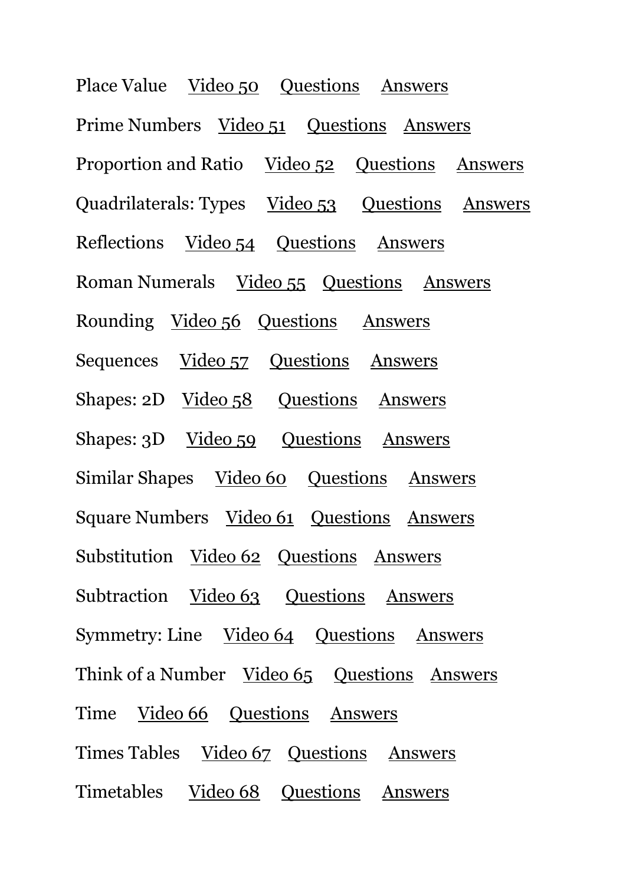Place Value Video 50 Questions Answers

Prime Numbers Video 51 Questions Answers

Proportion and Ratio Video 52 Questions Answers

Quadrilaterals: Types Video 53 Questions Answers

Reflections Video 54 Questions Answers

Roman Numerals Video 55 Questions Answers

Rounding Video 56 Questions Answers

Sequences Video 57 Questions Answers

Shapes: 2D Video 58 Questions Answers

Shapes: 3D Video 59 Questions Answers

Similar Shapes Video 60 Questions Answers

Square Numbers Video 61 Questions Answers

Substitution Video 62 Questions Answers

Subtraction Video 63 Questions Answers

Symmetry: Line Video 64 Questions Answers

Think of a Number Video 65 Questions Answers

Time Video 66 Questions Answers

Times Tables Video 67 Questions Answers

Timetables Video 68 Questions Answers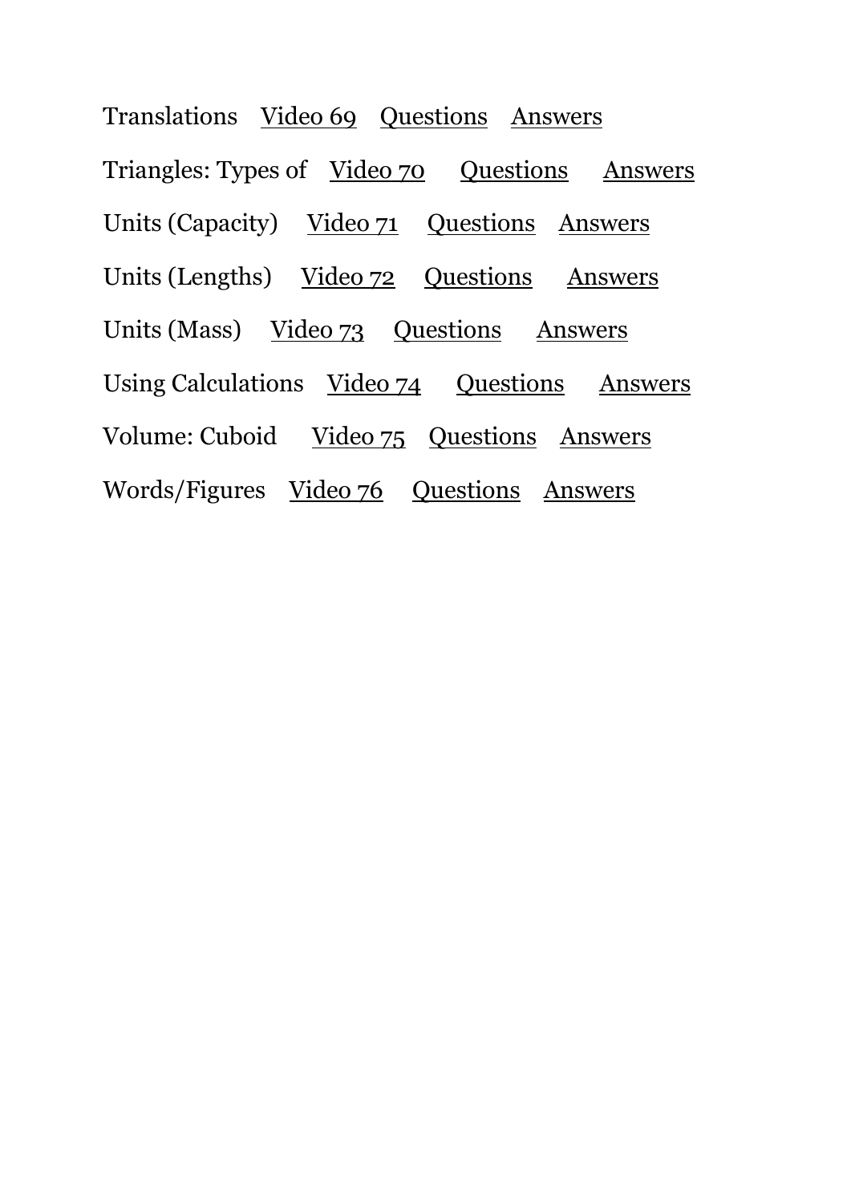Translations Video 69 Questions Answers

Triangles: Types of Video 70 Questions Answers

Units (Capacity) Video 71 Questions Answers

Units (Lengths) Video 72 Questions Answers

Units (Mass) Video 73 Questions Answers

Using Calculations Video 74 Questions Answers

Volume: Cuboid Video 75 Questions Answers

Words/Figures Video 76 Questions Answers